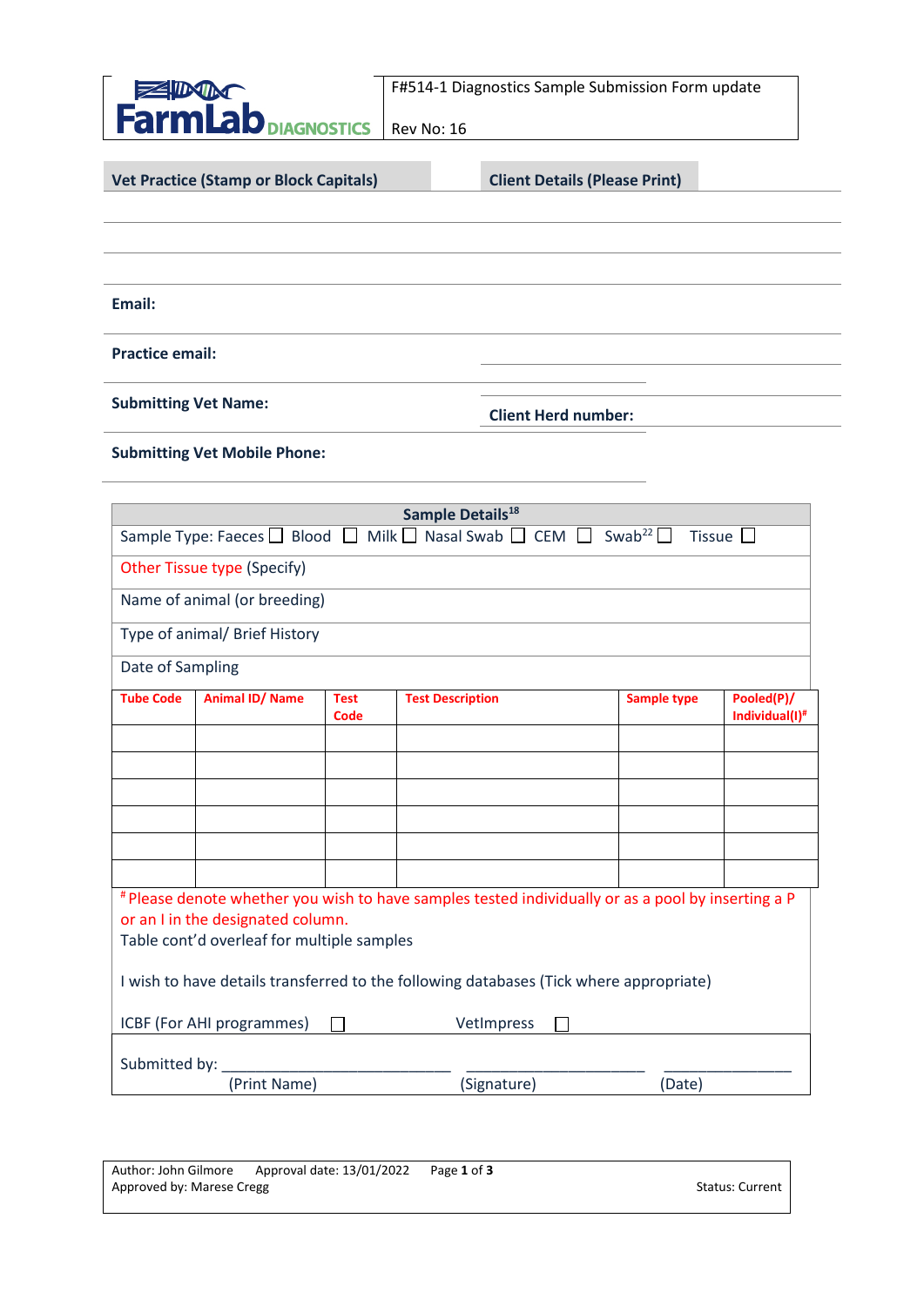FarmLab DIAGNOSTICS

F#514-1 Diagnostics Sample Submission Form update

Rev No: 16

**Vet Practice (Stamp or Block Capitals)**

**Client Details (Please Print)**

**Email:**

**Practice email:**

**Submitting Vet Name:**

**Client Herd number:**

**Submitting Vet Mobile Phone:**

**Sample Details**[18]

Sample Type: Faeces ☐ Blood ☐ Milk ☐ Nasal Swab ☐ CEM ☐ Swab[22] ☐ Tissue ☐

Other Tissue type (Specify)

Name of animal (or breeding)

Type of animal/ Brief History

Date of Sampling

| Tube Code | Animal ID/ Name | Test Code | Test Description | Sample type | Pooled(P)/ Individual(I)# |
|---|---|---|---|---|---|
| | | | | | |
| | | | | | |
| | | | | | |
| | | | | | |
| | | | | | |
| | | | | | |

# Please denote whether you wish to have samples tested individually or as a pool by inserting a P or an I in the designated column.

Table cont'd overleaf for multiple samples

I wish to have details transferred to the following databases (Tick where appropriate)

ICBF (For AHI programmes) ☐ VetImpress ☐

Submitted by: ____________________________ ______________________ ________________

(Print Name) (Signature) (Date)

Author: John Gilmore Approval date: 13/01/2022

Approved by: Marese Cregg Status: Current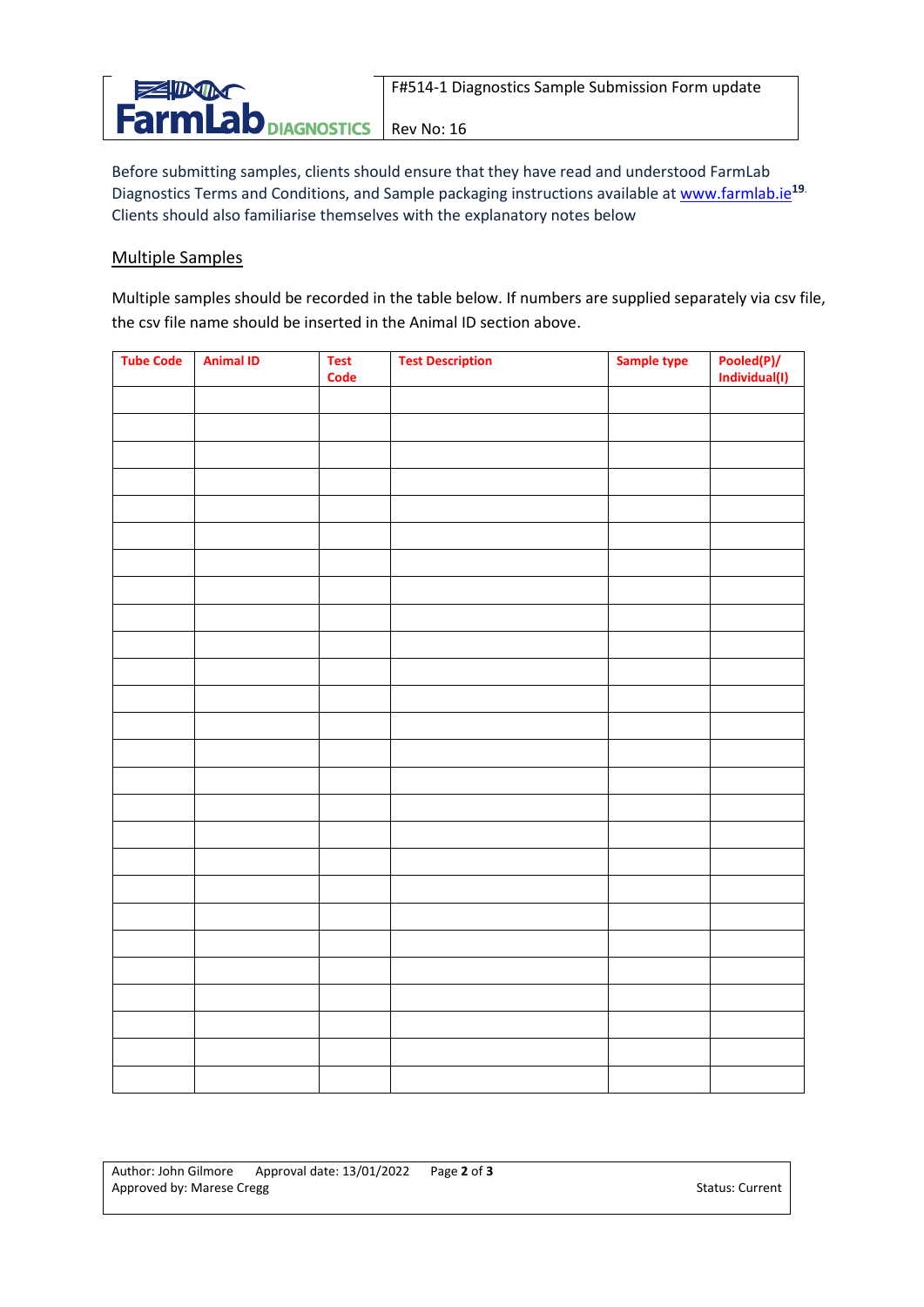Before submitting samples, clients should ensure that they have read and understood FarmLab Diagnostics Terms and Conditions, and Sample packaging instructions available at www.farmlab.ie[19]. Clients should also familiarise themselves with the explanatory notes below

## Multiple Samples

Multiple samples should be recorded in the table below. If numbers are supplied separately via csv file, the csv file name should be inserted in the Animal ID section above.

| Tube Code | Animal ID | Test Code | Test Description | Sample type | Pooled(P)/ Individual(I) |
|---|---|---|---|---|---|
| | | | | | |
| | | | | | |
| | | | | | |
| | | | | | |
| | | | | | |
| | | | | | |
| | | | | | |
| | | | | | |
| | | | | | |
| | | | | | |
| | | | | | |
| | | | | | |
| | | | | | |
| | | | | | |
| | | | | | |
| | | | | | |
| | | | | | |
| | | | | | |
| | | | | | |
| | | | | | |
| | | | | | |
| | | | | | |
| | | | | | |
| | | | | | |
| | | | | | |
| | | | | | |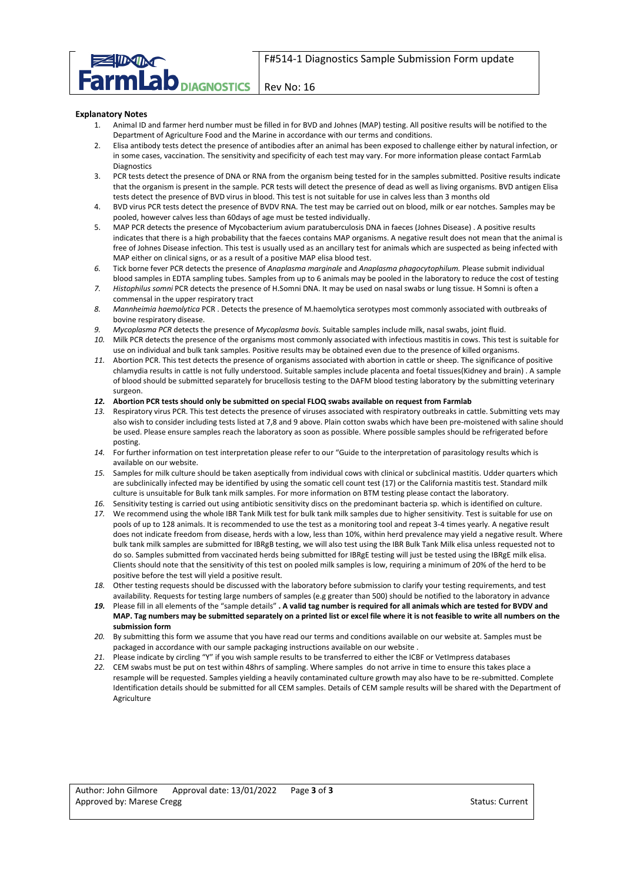## Explanatory Notes

1. Animal ID and farmer herd number must be filled in for BVD and Johnes (MAP) testing. All positive results will be notified to the Department of Agriculture Food and the Marine in accordance with our terms and conditions.
2. Elisa antibody tests detect the presence of antibodies after an animal has been exposed to challenge either by natural infection, or in some cases, vaccination. The sensitivity and specificity of each test may vary. For more information please contact FarmLab Diagnostics
3. PCR tests detect the presence of DNA or RNA from the organism being tested for in the samples submitted. Positive results indicate that the organism is present in the sample. PCR tests will detect the presence of dead as well as living organisms. BVD antigen Elisa tests detect the presence of BVD virus in blood. This test is not suitable for use in calves less than 3 months old
4. BVD virus PCR tests detect the presence of BVDV RNA. The test may be carried out on blood, milk or ear notches. Samples may be pooled, however calves less than 60days of age must be tested individually.
5. MAP PCR detects the presence of Mycobacterium avium paratuberculosis DNA in faeces (Johnes Disease) . A positive results indicates that there is a high probability that the faeces contains MAP organisms. A negative result does not mean that the animal is free of Johnes Disease infection. This test is usually used as an ancillary test for animals which are suspected as being infected with MAP either on clinical signs, or as a result of a positive MAP elisa blood test.
6. Tick borne fever PCR detects the presence of *Anaplasma marginale* and *Anaplasma phagocytophilum.* Please submit individual blood samples in EDTA sampling tubes. Samples from up to 6 animals may be pooled in the laboratory to reduce the cost of testing
7. *Histophilus somni* PCR detects the presence of H.Somni DNA. It may be used on nasal swabs or lung tissue. H Somni is often a commensal in the upper respiratory tract
8. *Mannheimia haemolytica* PCR . Detects the presence of M.haemolytica serotypes most commonly associated with outbreaks of bovine respiratory disease.
9. *Mycoplasma PCR* detects the presence of *Mycoplasma bovis.* Suitable samples include milk, nasal swabs, joint fluid.
10. Milk PCR detects the presence of the organisms most commonly associated with infectious mastitis in cows. This test is suitable for use on individual and bulk tank samples. Positive results may be obtained even due to the presence of killed organisms.
11. Abortion PCR. This test detects the presence of organisms associated with abortion in cattle or sheep. The significance of positive chlamydia results in cattle is not fully understood. Suitable samples include placenta and foetal tissues(Kidney and brain) . A sample of blood should be submitted separately for brucellosis testing to the DAFM blood testing laboratory by the submitting veterinary surgeon.
12. **Abortion PCR tests should only be submitted on special FLOQ swabs available on request from Farmlab**
13. Respiratory virus PCR. This test detects the presence of viruses associated with respiratory outbreaks in cattle. Submitting vets may also wish to consider including tests listed at 7,8 and 9 above. Plain cotton swabs which have been pre-moistened with saline should be used. Please ensure samples reach the laboratory as soon as possible. Where possible samples should be refrigerated before posting.
14. For further information on test interpretation please refer to our "Guide to the interpretation of parasitology results which is available on our website.
15. Samples for milk culture should be taken aseptically from individual cows with clinical or subclinical mastitis. Udder quarters which are subclinically infected may be identified by using the somatic cell count test (17) or the California mastitis test. Standard milk culture is unsuitable for Bulk tank milk samples. For more information on BTM testing please contact the laboratory.
16. Sensitivity testing is carried out using antibiotic sensitivity discs on the predominant bacteria sp. which is identified on culture.
17. We recommend using the whole IBR Tank Milk test for bulk tank milk samples due to higher sensitivity. Test is suitable for use on pools of up to 128 animals. It is recommended to use the test as a monitoring tool and repeat 3-4 times yearly. A negative result does not indicate freedom from disease, herds with a low, less than 10%, within herd prevalence may yield a negative result. Where bulk tank milk samples are submitted for IBRgB testing, we will also test using the IBR Bulk Tank Milk elisa unless requested not to do so. Samples submitted from vaccinated herds being submitted for IBRgE testing will just be tested using the IBRgE milk elisa. Clients should note that the sensitivity of this test on pooled milk samples is low, requiring a minimum of 20% of the herd to be positive before the test will yield a positive result.
18. Other testing requests should be discussed with the laboratory before submission to clarify your testing requirements, and test availability. Requests for testing large numbers of samples (e.g greater than 500) should be notified to the laboratory in advance
19. Please fill in all elements of the "sample details" **. A valid tag number is required for all animals which are tested for BVDV and MAP. Tag numbers may be submitted separately on a printed list or excel file where it is not feasible to write all numbers on the submission form**
20. By submitting this form we assume that you have read our terms and conditions available on our website at. Samples must be packaged in accordance with our sample packaging instructions available on our website .
21. Please indicate by circling "Y" if you wish sample results to be transferred to either the ICBF or VetImpress databases
22. CEM swabs must be put on test within 48hrs of sampling. Where samples do not arrive in time to ensure this takes place a resample will be requested. Samples yielding a heavily contaminated culture growth may also have to be re-submitted. Complete Identification details should be submitted for all CEM samples. Details of CEM sample results will be shared with the Department of Agriculture